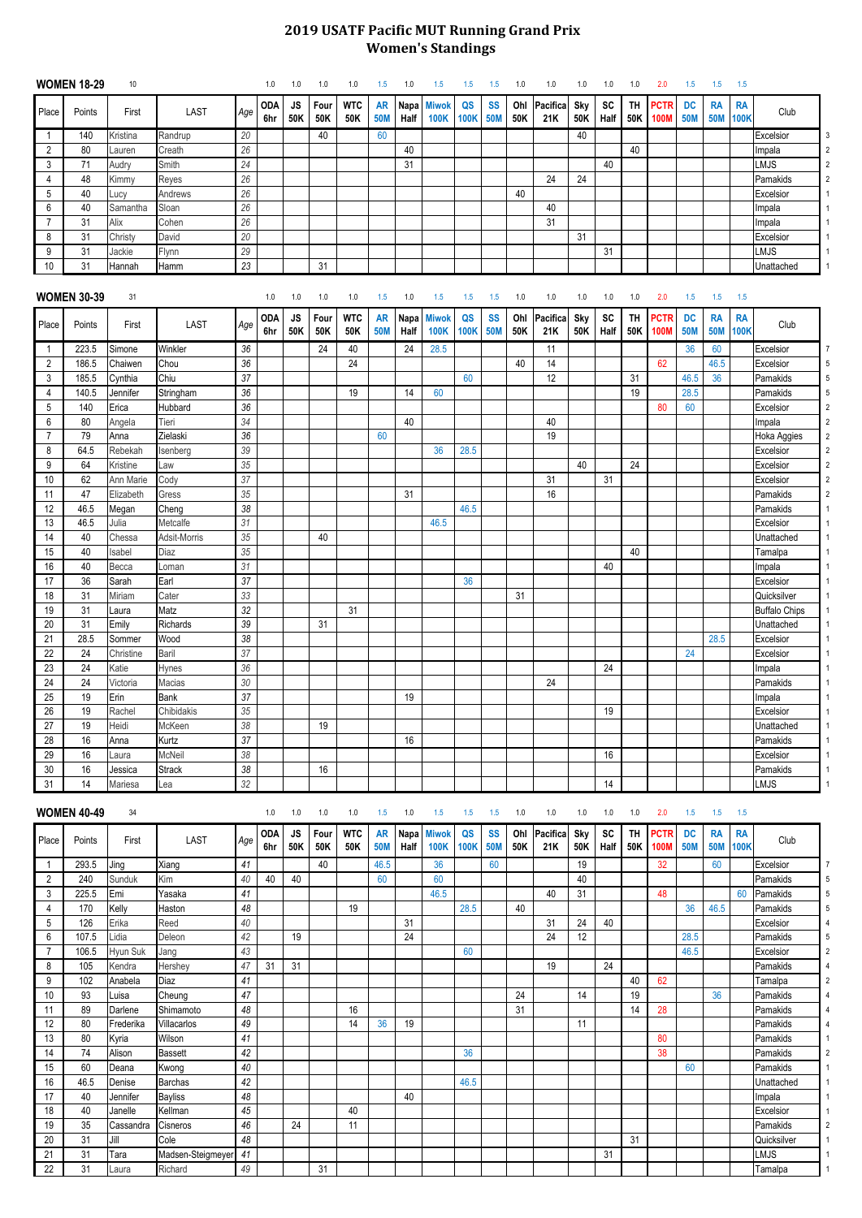# 2019 USATF Pacific MUT Running Grand Prix
## Women's Standings

### WOMEN 18-29 — 10

| Place | Points | First | LAST | Age | ODA 6hr | JS 50K | Four 50K | WTC 50K | AR 50M | Napa Half | Miwok 100K | QS 100K | SS 50M | Ohl 50K | Pacifica 21K | Sky 50K | SC Half | TH 50K | PCTR 100M | DC 50M | RA 50M | RA 100K | Club | |
|---|---|---|---|---|---|---|---|---|---|---|---|---|---|---|---|---|---|---|---|---|---|---|---|---|
| | | | | | 1.0 | 1.0 | 1.0 | 1.0 | 1.5 | 1.0 | 1.5 | 1.5 | 1.5 | 1.0 | 1.0 | 1.0 | 1.0 | 1.0 | 2.0 | 1.5 | 1.5 | 1.5 | | |
| 1 | 140 | Kristina | Randrup | 20 | | | 40 | | 60 | | | | | | | 40 | | | | | | | Excelsior | 3 |
| 2 | 80 | Lauren | Creath | 26 | | | | | | 40 | | | | | | | | 40 | | | | | Impala | 2 |
| 3 | 71 | Audry | Smith | 24 | | | | | | 31 | | | | | | | 40 | | | | | | LMJS | 2 |
| 4 | 48 | Kimmy | Reyes | 26 | | | | | | | | | | | 24 | 24 | | | | | | | Pamakids | 2 |
| 5 | 40 | Lucy | Andrews | 26 | | | | | | | | | | 40 | | | | | | | | | Excelsior | 1 |
| 6 | 40 | Samantha | Sloan | 26 | | | | | | | | | | | 40 | | | | | | | | Impala | 1 |
| 7 | 31 | Alix | Cohen | 26 | | | | | | | | | | | 31 | | | | | | | | Impala | 1 |
| 8 | 31 | Christy | David | 20 | | | | | | | | | | | | 31 | | | | | | | Excelsior | 1 |
| 9 | 31 | Jackie | Flynn | 29 | | | | | | | | | | | | | 31 | | | | | | LMJS | 1 |
| 10 | 31 | Hannah | Hamm | 23 | | | 31 | | | | | | | | | | | | | | | | Unattached | 1 |

### WOMEN 30-39 — 31

| Place | Points | First | LAST | Age | ODA 6hr | JS 50K | Four 50K | WTC 50K | AR 50M | Napa Half | Miwok 100K | QS 100K | SS 50M | Ohl 50K | Pacifica 21K | Sky 50K | SC Half | TH 50K | PCTR 100M | DC 50M | RA 50M | RA 100K | Club | |
|---|---|---|---|---|---|---|---|---|---|---|---|---|---|---|---|---|---|---|---|---|---|---|---|---|
| | | | | | 1.0 | 1.0 | 1.0 | 1.0 | 1.5 | 1.0 | 1.5 | 1.5 | 1.5 | 1.0 | 1.0 | 1.0 | 1.0 | 1.0 | 2.0 | 1.5 | 1.5 | 1.5 | | |
| 1 | 223.5 | Simone | Winkler | 36 | | | 24 | 40 | | 24 | 28.5 | | | | 11 | | | | | 36 | 60 | | Excelsior | 7 |
| 2 | 186.5 | Chaiwen | Chou | 36 | | | | 24 | | | | | | 40 | 14 | | | | 62 | | 46.5 | | Excelsior | 5 |
| 3 | 185.5 | Cynthia | Chiu | 37 | | | | | | | | 60 | | | 12 | | | 31 | | 46.5 | 36 | | Pamakids | 5 |
| 4 | 140.5 | Jennifer | Stringham | 36 | | | | 19 | | 14 | 60 | | | | | | | 19 | | 28.5 | | | Pamakids | 5 |
| 5 | 140 | Erica | Hubbard | 36 | | | | | | | | | | | | | | | 80 | 60 | | | Excelsior | 2 |
| 6 | 80 | Angela | Tieri | 34 | | | | | | 40 | | | | | 40 | | | | | | | | Impala | 2 |
| 7 | 79 | Anna | Zielaski | 36 | | | | | 60 | | | | | | 19 | | | | | | | | Hoka Aggies | 2 |
| 8 | 64.5 | Rebekah | Isenberg | 39 | | | | | | | 36 | 28.5 | | | | | | | | | | | Excelsior | 2 |
| 9 | 64 | Kristine | Law | 35 | | | | | | | | | | | | 40 | | 24 | | | | | Excelsior | 2 |
| 10 | 62 | Ann Marie | Cody | 37 | | | | | | | | | | | 31 | | 31 | | | | | | Excelsior | 2 |
| 11 | 47 | Elizabeth | Gress | 35 | | | | | | 31 | | | | | 16 | | | | | | | | Pamakids | 2 |
| 12 | 46.5 | Megan | Cheng | 38 | | | | | | | | 46.5 | | | | | | | | | | | Pamakids | 1 |
| 13 | 46.5 | Julia | Metcalfe | 31 | | | | | | | 46.5 | | | | | | | | | | | | Excelsior | 1 |
| 14 | 40 | Chessa | Adsit-Morris | 35 | | | 40 | | | | | | | | | | | | | | | | Unattached | 1 |
| 15 | 40 | Isabel | Diaz | 35 | | | | | | | | | | | | | | 40 | | | | | Tamalpa | 1 |
| 16 | 40 | Becca | Loman | 31 | | | | | | | | | | | | | 40 | | | | | | Impala | 1 |
| 17 | 36 | Sarah | Earl | 37 | | | | | | | | 36 | | | | | | | | | | | Excelsior | 1 |
| 18 | 31 | Miriam | Cater | 33 | | | | | | | | | | 31 | | | | | | | | | Quicksilver | 1 |
| 19 | 31 | Laura | Matz | 32 | | | | 31 | | | | | | | | | | | | | | | Buffalo Chips | 1 |
| 20 | 31 | Emily | Richards | 39 | | | 31 | | | | | | | | | | | | | | | | Unattached | 1 |
| 21 | 28.5 | Sommer | Wood | 38 | | | | | | | | | | | | | | | | | 28.5 | | Excelsior | 1 |
| 22 | 24 | Christine | Baril | 37 | | | | | | | | | | | | | | | | 24 | | | Excelsior | 1 |
| 23 | 24 | Katie | Hynes | 36 | | | | | | | | | | | | | 24 | | | | | | Impala | 1 |
| 24 | 24 | Victoria | Macias | 30 | | | | | | | | | | | 24 | | | | | | | | Pamakids | 1 |
| 25 | 19 | Erin | Bank | 37 | | | | | | 19 | | | | | | | | | | | | | Impala | 1 |
| 26 | 19 | Rachel | Chibidakis | 35 | | | | | | | | | | | | | 19 | | | | | | Excelsior | 1 |
| 27 | 19 | Heidi | McKeen | 38 | | | 19 | | | | | | | | | | | | | | | | Unattached | 1 |
| 28 | 16 | Anna | Kurtz | 37 | | | | | | 16 | | | | | | | | | | | | | Pamakids | 1 |
| 29 | 16 | Laura | McNeil | 38 | | | | | | | | | | | | | 16 | | | | | | Excelsior | 1 |
| 30 | 16 | Jessica | Strack | 38 | | | 16 | | | | | | | | | | | | | | | | Pamakids | 1 |
| 31 | 14 | Mariesa | Lea | 32 | | | | | | | | | | | | | 14 | | | | | | LMJS | 1 |

### WOMEN 40-49 — 34

| Place | Points | First | LAST | Age | ODA 6hr | JS 50K | Four 50K | WTC 50K | AR 50M | Napa Half | Miwok 100K | QS 100K | SS 50M | Ohl 50K | Pacifica 21K | Sky 50K | SC Half | TH 50K | PCTR 100M | DC 50M | RA 50M | RA 100K | Club | |
|---|---|---|---|---|---|---|---|---|---|---|---|---|---|---|---|---|---|---|---|---|---|---|---|---|
| | | | | | 1.0 | 1.0 | 1.0 | 1.0 | 1.5 | 1.0 | 1.5 | 1.5 | 1.5 | 1.0 | 1.0 | 1.0 | 1.0 | 1.0 | 2.0 | 1.5 | 1.5 | 1.5 | | |
| 1 | 293.5 | Jing | Xiang | 41 | | | 40 | | 46.5 | | 36 | | 60 | | | 19 | | | 32 | | 60 | | Excelsior | 7 |
| 2 | 240 | Sunduk | Kim | 40 | 40 | 40 | | | 60 | | 60 | | | | | 40 | | | | | | | Pamakids | 5 |
| 3 | 225.5 | Emi | Yasaka | 41 | | | | | | | 46.5 | | | | 40 | 31 | | | 48 | | | 60 | Pamakids | 5 |
| 4 | 170 | Kelly | Haston | 48 | | | | 19 | | | | 28.5 | | 40 | | | | | | 36 | 46.5 | | Pamakids | 5 |
| 5 | 126 | Erika | Reed | 40 | | | | | | 31 | | | | | 31 | 24 | 40 | | | | | | Excelsior | 4 |
| 6 | 107.5 | Lidia | Deleon | 42 | | 19 | | | | 24 | | | | | 24 | 12 | | | | 28.5 | | | Pamakids | 5 |
| 7 | 106.5 | Hyun Suk | Jang | 43 | | | | | | | | 60 | | | | | | | | 46.5 | | | Excelsior | 2 |
| 8 | 105 | Kendra | Hershey | 47 | 31 | 31 | | | | | | | | | 19 | | 24 | | | | | | Pamakids | 4 |
| 9 | 102 | Anabela | Diaz | 41 | | | | | | | | | | | | | | 40 | 62 | | | | Tamalpa | 2 |
| 10 | 93 | Luisa | Cheung | 47 | | | | | | | | | | 24 | | 14 | | 19 | | | 36 | | Pamakids | 4 |
| 11 | 89 | Darlene | Shimamoto | 48 | | | | 16 | | | | | | 31 | | | | 14 | 28 | | | | Pamakids | 4 |
| 12 | 80 | Frederika | Villacarlos | 49 | | | | 14 | 36 | 19 | | | | | | 11 | | | | | | | Pamakids | 4 |
| 13 | 80 | Kyria | Wilson | 41 | | | | | | | | | | | | | | | 80 | | | | Pamakids | 1 |
| 14 | 74 | Alison | Bassett | 42 | | | | | | | | 36 | | | | | | | 38 | | | | Pamakids | 2 |
| 15 | 60 | Deana | Kwong | 40 | | | | | | | | | | | | | | | | 60 | | | Pamakids | 1 |
| 16 | 46.5 | Denise | Barchas | 42 | | | | | | | | 46.5 | | | | | | | | | | | Unattached | 1 |
| 17 | 40 | Jennifer | Bayliss | 48 | | | | | | 40 | | | | | | | | | | | | | Impala | 1 |
| 18 | 40 | Janelle | Kellman | 45 | | | | 40 | | | | | | | | | | | | | | | Excelsior | 1 |
| 19 | 35 | Cassandra | Cisneros | 46 | | 24 | | 11 | | | | | | | | | | | | | | | Pamakids | 2 |
| 20 | 31 | Jill | Cole | 48 | | | | | | | | | | | | | | 31 | | | | | Quicksilver | 1 |
| 21 | 31 | Tara | Madsen-Steigmeyer | 41 | | | | | | | | | | | | | 31 | | | | | | LMJS | 1 |
| 22 | 31 | Laura | Richard | 49 | | | 31 | | | | | | | | | | | | | | | | Tamalpa | 1 |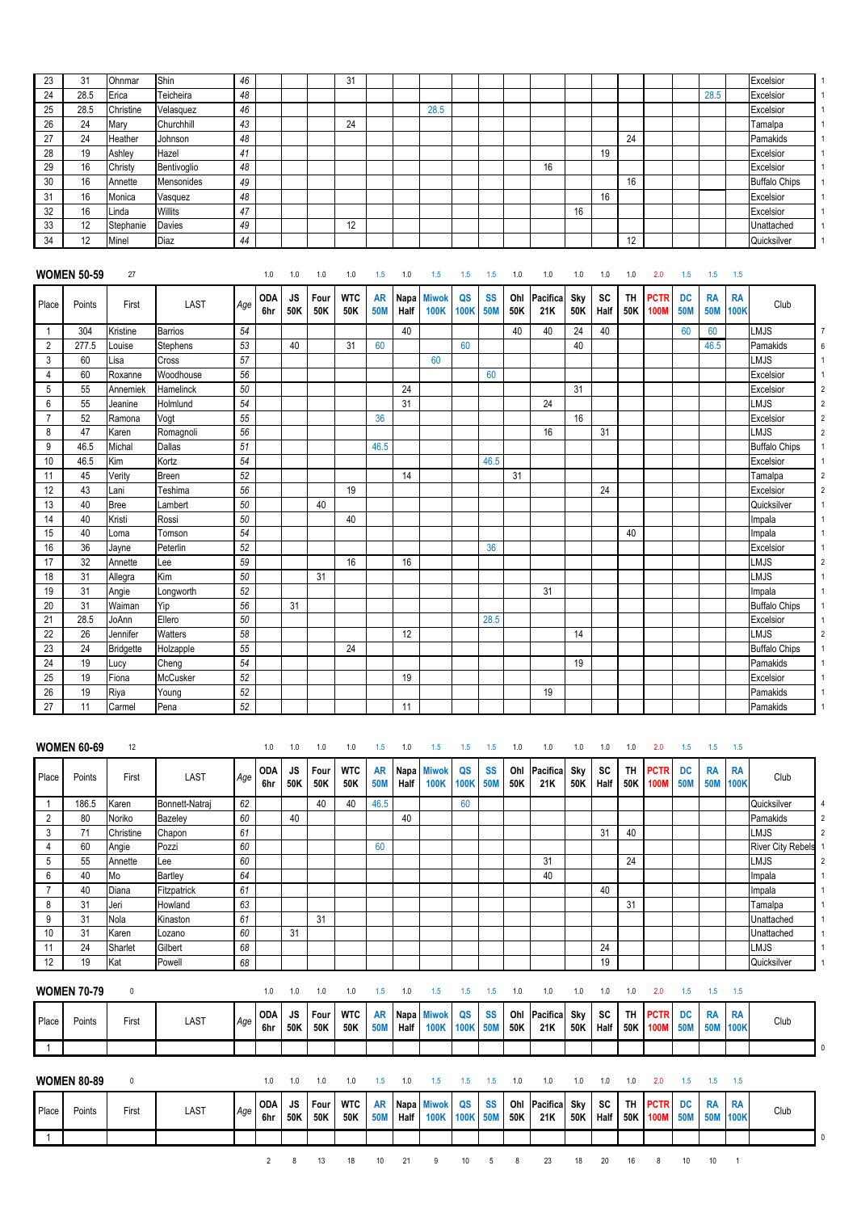| Place | Points | First | LAST | Age | ODA 6hr | JS 50K | Four 50K | WTC 50K | AR 50M | Napa Half | Miwok 100K | QS 100K | SS 50M | Ohl 50K | Pacifica 21K | Sky 50K | SC Half | TH 50K | PCTR 100M | DC 50M | RA 50M | RA 100K | Club | |
|---|---|---|---|---|---|---|---|---|---|---|---|---|---|---|---|---|---|---|---|---|---|---|---|---|
| 23 | 31 | Ohnmar | Shin | 46 | | | | 31 | | | | | | | | | | | | | | | Excelsior | 1 |
| 24 | 28.5 | Erica | Teicheira | 48 | | | | | | | | | | | | | | | | | 28.5 | | Excelsior | 1 |
| 25 | 28.5 | Christine | Velasquez | 46 | | | | | | | 28.5 | | | | | | | | | | | | Excelsior | 1 |
| 26 | 24 | Mary | Churchhill | 43 | | | | 24 | | | | | | | | | | | | | | | Tamalpa | 1 |
| 27 | 24 | Heather | Johnson | 48 | | | | | | | | | | | | | | 24 | | | | | Pamakids | 1 |
| 28 | 19 | Ashley | Hazel | 41 | | | | | | | | | | | | | 19 | | | | | | Excelsior | 1 |
| 29 | 16 | Christy | Bentivoglio | 48 | | | | | | | | | | | 16 | | | | | | | | Excelsior | 1 |
| 30 | 16 | Annette | Mensonides | 49 | | | | | | | | | | | | | | 16 | | | | | Buffalo Chips | 1 |
| 31 | 16 | Monica | Vasquez | 48 | | | | | | | | | | | | | 16 | | | | | | Excelsior | 1 |
| 32 | 16 | Linda | Willits | 47 | | | | | | | | | | | | 16 | | | | | | | Excelsior | 1 |
| 33 | 12 | Stephanie | Davies | 49 | | | | 12 | | | | | | | | | | | | | | | Unattached | 1 |
| 34 | 12 | Minel | Diaz | 44 | | | | | | | | | | | | | | 12 | | | | | Quicksilver | 1 |

## WOMEN 50-59 — 27

| | | | | | 1.0 | 1.0 | 1.0 | 1.0 | 1.5 | 1.0 | 1.5 | 1.5 | 1.5 | 1.0 | 1.0 | 1.0 | 1.0 | 1.0 | 2.0 | 1.5 | 1.5 | 1.5 | | |
|---|---|---|---|---|---|---|---|---|---|---|---|---|---|---|---|---|---|---|---|---|---|---|---|---|
| Place | Points | First | LAST | Age | ODA 6hr | JS 50K | Four 50K | WTC 50K | AR 50M | Napa Half | Miwok 100K | QS 100K | SS 50M | Ohl 50K | Pacifica 21K | Sky 50K | SC Half | TH 50K | PCTR 100M | DC 50M | RA 50M | RA 100K | Club | |
| 1 | 304 | Kristine | Barrios | 54 | | | | | | 40 | | | | 40 | 40 | 24 | 40 | | | 60 | 60 | | LMJS | 7 |
| 2 | 277.5 | Louise | Stephens | 53 | | 40 | | 31 | 60 | | | 60 | | | | 40 | | | | | 46.5 | | Pamakids | 6 |
| 3 | 60 | Lisa | Cross | 57 | | | | | | | 60 | | | | | | | | | | | | LMJS | 1 |
| 4 | 60 | Roxanne | Woodhouse | 56 | | | | | | | | | 60 | | | | | | | | | | Excelsior | 1 |
| 5 | 55 | Annemiek | Hamelinck | 50 | | | | | | 24 | | | | | | 31 | | | | | | | Excelsior | 2 |
| 6 | 55 | Jeanine | Holmlund | 54 | | | | | | 31 | | | | | 24 | | | | | | | | LMJS | 2 |
| 7 | 52 | Ramona | Vogt | 55 | | | | | 36 | | | | | | | 16 | | | | | | | Excelsior | 2 |
| 8 | 47 | Karen | Romagnoli | 56 | | | | | | | | | | | 16 | | 31 | | | | | | LMJS | 2 |
| 9 | 46.5 | Michal | Dallas | 51 | | | | | 46.5 | | | | | | | | | | | | | | Buffalo Chips | 1 |
| 10 | 46.5 | Kim | Kortz | 54 | | | | | | | | | 46.5 | | | | | | | | | | Excelsior | 1 |
| 11 | 45 | Verity | Breen | 52 | | | | | | 14 | | | | 31 | | | | | | | | | Tamalpa | 2 |
| 12 | 43 | Lani | Teshima | 56 | | | | 19 | | | | | | | | | 24 | | | | | | Excelsior | 2 |
| 13 | 40 | Bree | Lambert | 50 | | | 40 | | | | | | | | | | | | | | | | Quicksilver | 1 |
| 14 | 40 | Kristi | Rossi | 50 | | | | 40 | | | | | | | | | | | | | | | Impala | 1 |
| 15 | 40 | Loma | Tomson | 54 | | | | | | | | | | | | | | 40 | | | | | Impala | 1 |
| 16 | 36 | Jayne | Peterlin | 52 | | | | | | | | | 36 | | | | | | | | | | Excelsior | 1 |
| 17 | 32 | Annette | Lee | 59 | | | | 16 | | 16 | | | | | | | | | | | | | LMJS | 2 |
| 18 | 31 | Allegra | Kim | 50 | | | 31 | | | | | | | | | | | | | | | | LMJS | 1 |
| 19 | 31 | Angie | Longworth | 52 | | | | | | | | | | | 31 | | | | | | | | Impala | 1 |
| 20 | 31 | Waiman | Yip | 56 | | 31 | | | | | | | | | | | | | | | | | Buffalo Chips | 1 |
| 21 | 28.5 | JoAnn | Ellero | 50 | | | | | | | | | 28.5 | | | | | | | | | | Excelsior | 1 |
| 22 | 26 | Jennifer | Watters | 58 | | | | | | 12 | | | | | | 14 | | | | | | | LMJS | 2 |
| 23 | 24 | Bridgette | Holzapple | 55 | | | | 24 | | | | | | | | | | | | | | | Buffalo Chips | 1 |
| 24 | 19 | Lucy | Cheng | 54 | | | | | | | | | | | | 19 | | | | | | | Pamakids | 1 |
| 25 | 19 | Fiona | McCusker | 52 | | | | | | 19 | | | | | | | | | | | | | Excelsior | 1 |
| 26 | 19 | Riya | Young | 52 | | | | | | | | | | | 19 | | | | | | | | Pamakids | 1 |
| 27 | 11 | Carmel | Pena | 52 | | | | | | 11 | | | | | | | | | | | | | Pamakids | 1 |

## WOMEN 60-69 — 12

| | | | | | 1.0 | 1.0 | 1.0 | 1.0 | 1.5 | 1.0 | 1.5 | 1.5 | 1.5 | 1.0 | 1.0 | 1.0 | 1.0 | 1.0 | 2.0 | 1.5 | 1.5 | 1.5 | | |
|---|---|---|---|---|---|---|---|---|---|---|---|---|---|---|---|---|---|---|---|---|---|---|---|---|
| Place | Points | First | LAST | Age | ODA 6hr | JS 50K | Four 50K | WTC 50K | AR 50M | Napa Half | Miwok 100K | QS 100K | SS 50M | Ohl 50K | Pacifica 21K | Sky 50K | SC Half | TH 50K | PCTR 100M | DC 50M | RA 50M | RA 100K | Club | |
| 1 | 186.5 | Karen | Bonnett-Natraj | 62 | | | 40 | 40 | 46.5 | | | 60 | | | | | | | | | | | Quicksilver | 4 |
| 2 | 80 | Noriko | Bazeley | 60 | | 40 | | | | 40 | | | | | | | | | | | | | Pamakids | 2 |
| 3 | 71 | Christine | Chapon | 61 | | | | | | | | | | | | | 31 | 40 | | | | | LMJS | 2 |
| 4 | 60 | Angie | Pozzi | 60 | | | | | 60 | | | | | | | | | | | | | | River City Rebels | 1 |
| 5 | 55 | Annette | Lee | 60 | | | | | | | | | | | 31 | | | 24 | | | | | LMJS | 2 |
| 6 | 40 | Mo | Bartley | 64 | | | | | | | | | | | 40 | | | | | | | | Impala | 1 |
| 7 | 40 | Diana | Fitzpatrick | 61 | | | | | | | | | | | | | 40 | | | | | | Impala | 1 |
| 8 | 31 | Jeri | Howland | 63 | | | | | | | | | | | | | | 31 | | | | | Tamalpa | 1 |
| 9 | 31 | Nola | Kinaston | 61 | | | 31 | | | | | | | | | | | | | | | | Unattached | 1 |
| 10 | 31 | Karen | Lozano | 60 | | 31 | | | | | | | | | | | | | | | | | Unattached | 1 |
| 11 | 24 | Sharlet | Gilbert | 68 | | | | | | | | | | | | | 24 | | | | | | LMJS | 1 |
| 12 | 19 | Kat | Powell | 68 | | | | | | | | | | | | | 19 | | | | | | Quicksilver | 1 |

## WOMEN 70-79 — 0

| | | | | | 1.0 | 1.0 | 1.0 | 1.0 | 1.5 | 1.0 | 1.5 | 1.5 | 1.5 | 1.0 | 1.0 | 1.0 | 1.0 | 1.0 | 2.0 | 1.5 | 1.5 | 1.5 | | |
|---|---|---|---|---|---|---|---|---|---|---|---|---|---|---|---|---|---|---|---|---|---|---|---|---|
| Place | Points | First | LAST | Age | ODA 6hr | JS 50K | Four 50K | WTC 50K | AR 50M | Napa Half | Miwok 100K | QS 100K | SS 50M | Ohl 50K | Pacifica 21K | Sky 50K | SC Half | TH 50K | PCTR 100M | DC 50M | RA 50M | RA 100K | Club | |
| 1 | | | | | | | | | | | | | | | | | | | | | | | | 0 |

## WOMEN 80-89 — 0

| | | | | | 1.0 | 1.0 | 1.0 | 1.0 | 1.5 | 1.0 | 1.5 | 1.5 | 1.5 | 1.0 | 1.0 | 1.0 | 1.0 | 1.0 | 2.0 | 1.5 | 1.5 | 1.5 | | |
|---|---|---|---|---|---|---|---|---|---|---|---|---|---|---|---|---|---|---|---|---|---|---|---|---|
| Place | Points | First | LAST | Age | ODA 6hr | JS 50K | Four 50K | WTC 50K | AR 50M | Napa Half | Miwok 100K | QS 100K | SS 50M | Ohl 50K | Pacifica 21K | Sky 50K | SC Half | TH 50K | PCTR 100M | DC 50M | RA 50M | RA 100K | Club | |
| 1 | | | | | | | | | | | | | | | | | | | | | | | | 0 |
| | | | | | 2 | 8 | 13 | 18 | 10 | 21 | 9 | 10 | 5 | 8 | 23 | 18 | 20 | 16 | 8 | 10 | 10 | 1 | | |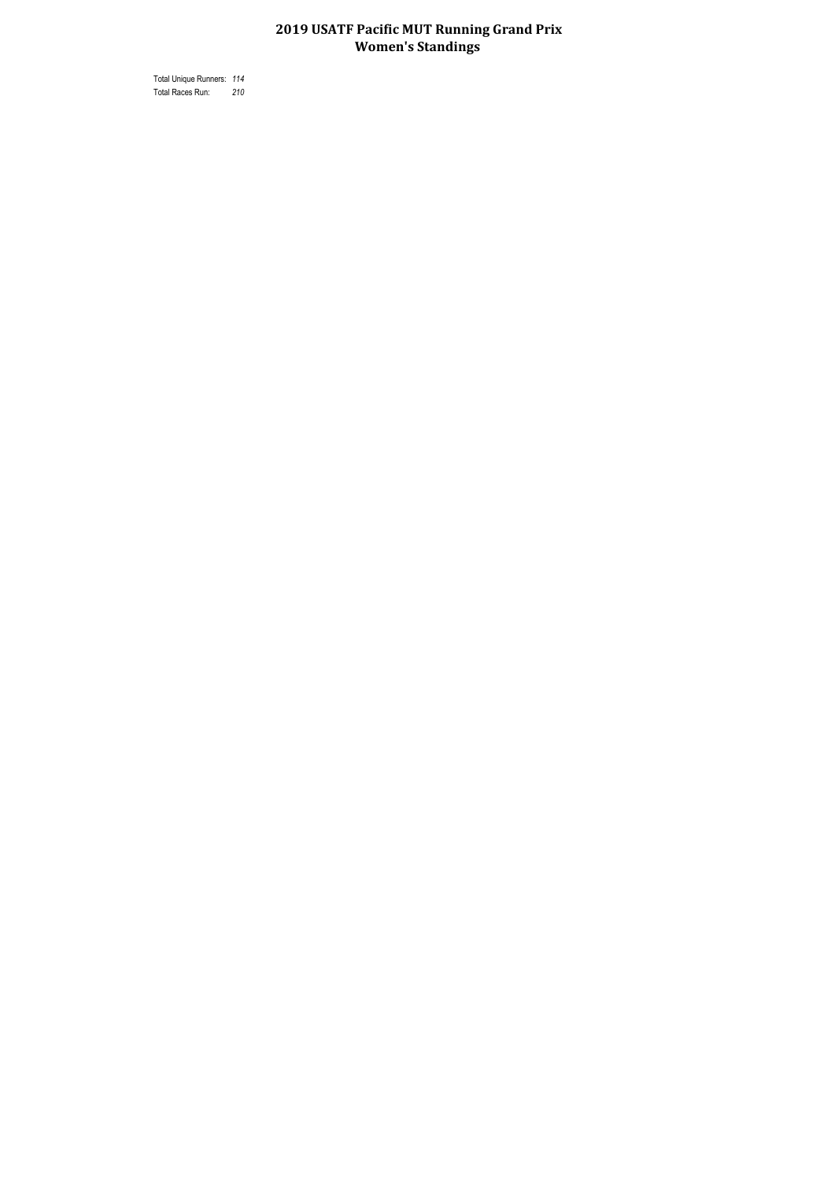# 2019 USATF Pacific MUT Running Grand Prix
## Women's Standings

| | |
|---|---|
| Total Unique Runners: | *114* |
| Total Races Run: | *210* |